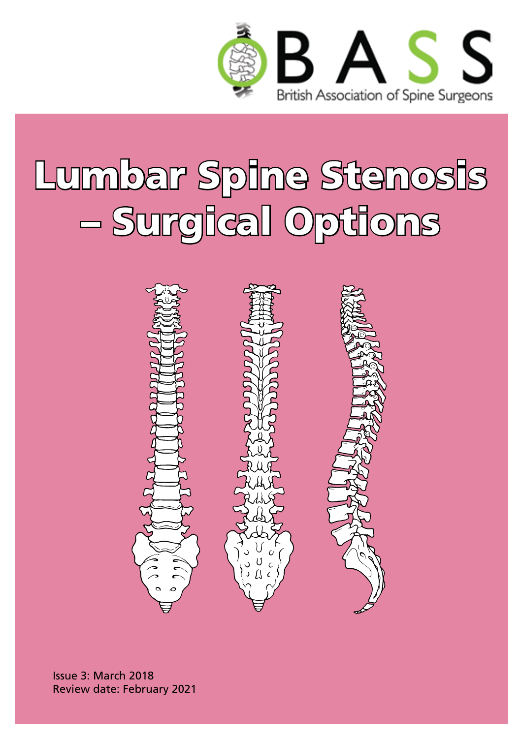BASS

British Association of Spine Surgeons

# Lumbar Spine Stenosis – Surgical Options

Issue 3: March 2018
Review date: February 2021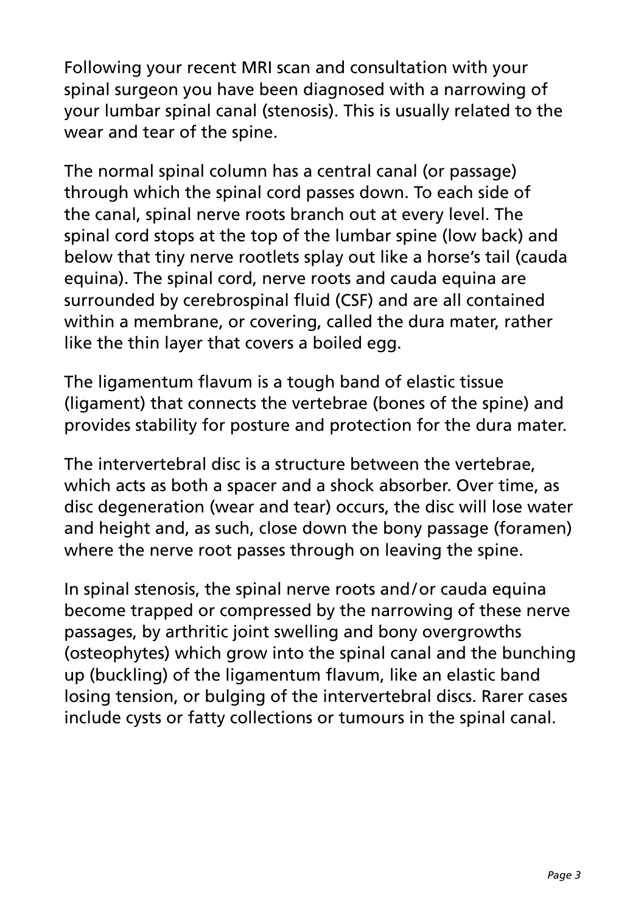Following your recent MRI scan and consultation with your spinal surgeon you have been diagnosed with a narrowing of your lumbar spinal canal (stenosis). This is usually related to the wear and tear of the spine.

The normal spinal column has a central canal (or passage) through which the spinal cord passes down. To each side of the canal, spinal nerve roots branch out at every level. The spinal cord stops at the top of the lumbar spine (low back) and below that tiny nerve rootlets splay out like a horse's tail (cauda equina). The spinal cord, nerve roots and cauda equina are surrounded by cerebrospinal fluid (CSF) and are all contained within a membrane, or covering, called the dura mater, rather like the thin layer that covers a boiled egg.

The ligamentum flavum is a tough band of elastic tissue (ligament) that connects the vertebrae (bones of the spine) and provides stability for posture and protection for the dura mater.

The intervertebral disc is a structure between the vertebrae, which acts as both a spacer and a shock absorber. Over time, as disc degeneration (wear and tear) occurs, the disc will lose water and height and, as such, close down the bony passage (foramen) where the nerve root passes through on leaving the spine.

In spinal stenosis, the spinal nerve roots and/or cauda equina become trapped or compressed by the narrowing of these nerve passages, by arthritic joint swelling and bony overgrowths (osteophytes) which grow into the spinal canal and the bunching up (buckling) of the ligamentum flavum, like an elastic band losing tension, or bulging of the intervertebral discs. Rarer cases include cysts or fatty collections or tumours in the spinal canal.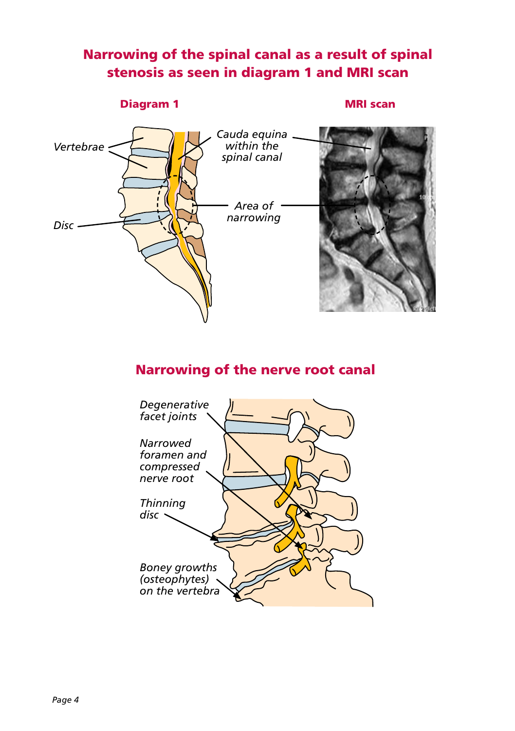## Narrowing of the spinal canal as a result of spinal stenosis as seen in diagram 1 and MRI scan

**Diagram 1**

**MRI scan**

*Vertebrae*

*Disc*

*Cauda equina within the spinal canal*

*Area of narrowing*

## Narrowing of the nerve root canal

*Degenerative facet joints*

*Narrowed foramen and compressed nerve root*

*Thinning disc*

*Boney growths (osteophytes) on the vertebra*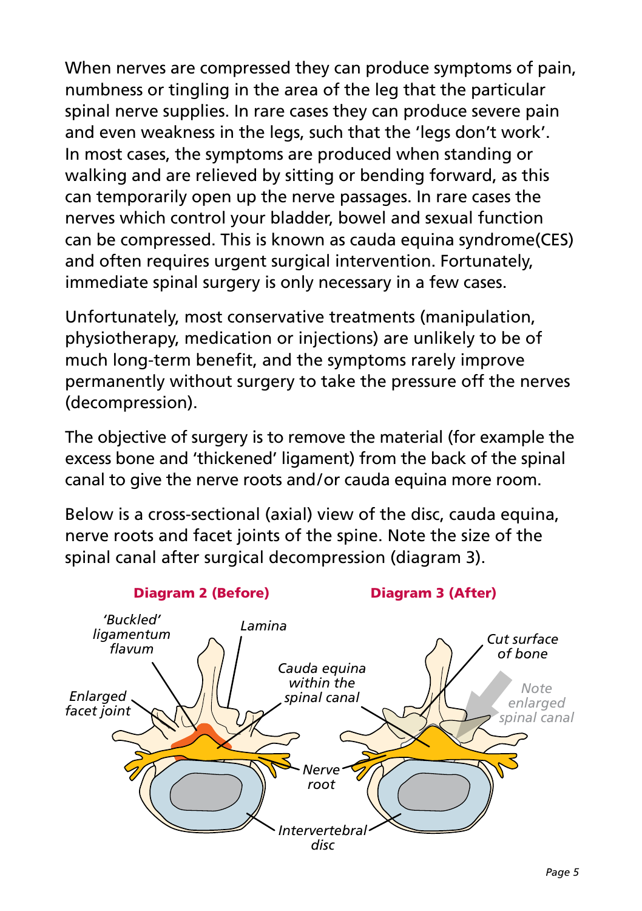When nerves are compressed they can produce symptoms of pain, numbness or tingling in the area of the leg that the particular spinal nerve supplies. In rare cases they can produce severe pain and even weakness in the legs, such that the 'legs don't work'. In most cases, the symptoms are produced when standing or walking and are relieved by sitting or bending forward, as this can temporarily open up the nerve passages. In rare cases the nerves which control your bladder, bowel and sexual function can be compressed. This is known as cauda equina syndrome(CES) and often requires urgent surgical intervention. Fortunately, immediate spinal surgery is only necessary in a few cases.

Unfortunately, most conservative treatments (manipulation, physiotherapy, medication or injections) are unlikely to be of much long-term benefit, and the symptoms rarely improve permanently without surgery to take the pressure off the nerves (decompression).

The objective of surgery is to remove the material (for example the excess bone and 'thickened' ligament) from the back of the spinal canal to give the nerve roots and/or cauda equina more room.

Below is a cross-sectional (axial) view of the disc, cauda equina, nerve roots and facet joints of the spine. Note the size of the spinal canal after surgical decompression (diagram 3).

**Diagram 2 (Before)** **Diagram 3 (After)**

*'Buckled' ligamentum flavum*

*Lamina*

*Enlarged facet joint*

*Cauda equina within the spinal canal*

*Cut surface of bone*

*Note enlarged spinal canal*

*Nerve root*

*Intervertebral disc*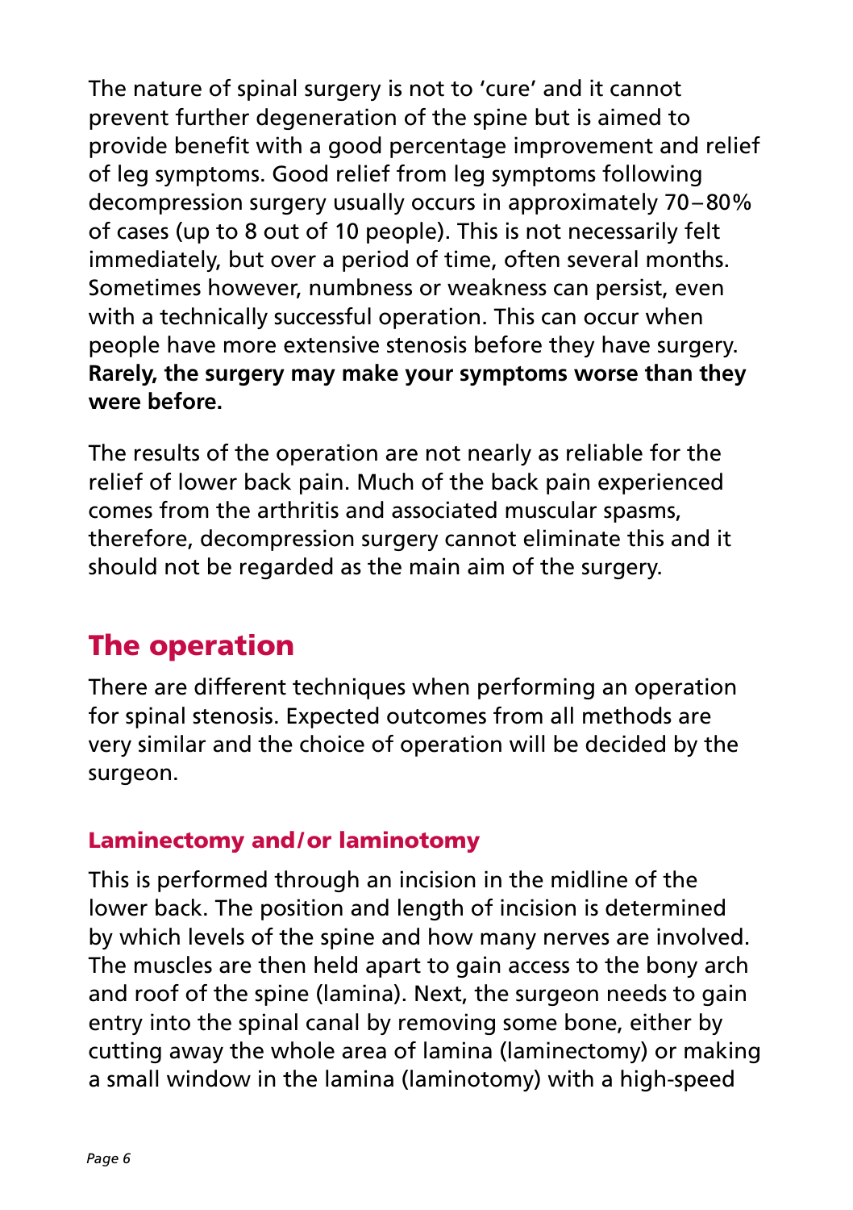The nature of spinal surgery is not to 'cure' and it cannot prevent further degeneration of the spine but is aimed to provide benefit with a good percentage improvement and relief of leg symptoms. Good relief from leg symptoms following decompression surgery usually occurs in approximately 70–80% of cases (up to 8 out of 10 people). This is not necessarily felt immediately, but over a period of time, often several months. Sometimes however, numbness or weakness can persist, even with a technically successful operation. This can occur when people have more extensive stenosis before they have surgery. **Rarely, the surgery may make your symptoms worse than they were before.**

The results of the operation are not nearly as reliable for the relief of lower back pain. Much of the back pain experienced comes from the arthritis and associated muscular spasms, therefore, decompression surgery cannot eliminate this and it should not be regarded as the main aim of the surgery.

## The operation

There are different techniques when performing an operation for spinal stenosis. Expected outcomes from all methods are very similar and the choice of operation will be decided by the surgeon.

### Laminectomy and/or laminotomy

This is performed through an incision in the midline of the lower back. The position and length of incision is determined by which levels of the spine and how many nerves are involved. The muscles are then held apart to gain access to the bony arch and roof of the spine (lamina). Next, the surgeon needs to gain entry into the spinal canal by removing some bone, either by cutting away the whole area of lamina (laminectomy) or making a small window in the lamina (laminotomy) with a high-speed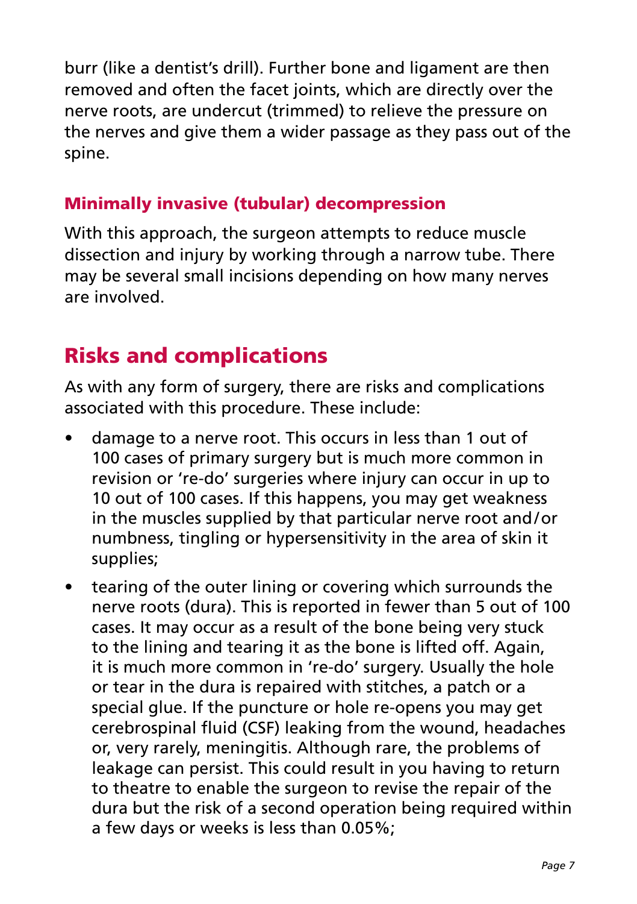burr (like a dentist's drill). Further bone and ligament are then removed and often the facet joints, which are directly over the nerve roots, are undercut (trimmed) to relieve the pressure on the nerves and give them a wider passage as they pass out of the spine.

### Minimally invasive (tubular) decompression

With this approach, the surgeon attempts to reduce muscle dissection and injury by working through a narrow tube. There may be several small incisions depending on how many nerves are involved.

## Risks and complications

As with any form of surgery, there are risks and complications associated with this procedure. These include:

- damage to a nerve root. This occurs in less than 1 out of 100 cases of primary surgery but is much more common in revision or 're-do' surgeries where injury can occur in up to 10 out of 100 cases. If this happens, you may get weakness in the muscles supplied by that particular nerve root and/or numbness, tingling or hypersensitivity in the area of skin it supplies;
- tearing of the outer lining or covering which surrounds the nerve roots (dura). This is reported in fewer than 5 out of 100 cases. It may occur as a result of the bone being very stuck to the lining and tearing it as the bone is lifted off. Again, it is much more common in 're-do' surgery. Usually the hole or tear in the dura is repaired with stitches, a patch or a special glue. If the puncture or hole re-opens you may get cerebrospinal fluid (CSF) leaking from the wound, headaches or, very rarely, meningitis. Although rare, the problems of leakage can persist. This could result in you having to return to theatre to enable the surgeon to revise the repair of the dura but the risk of a second operation being required within a few days or weeks is less than 0.05%;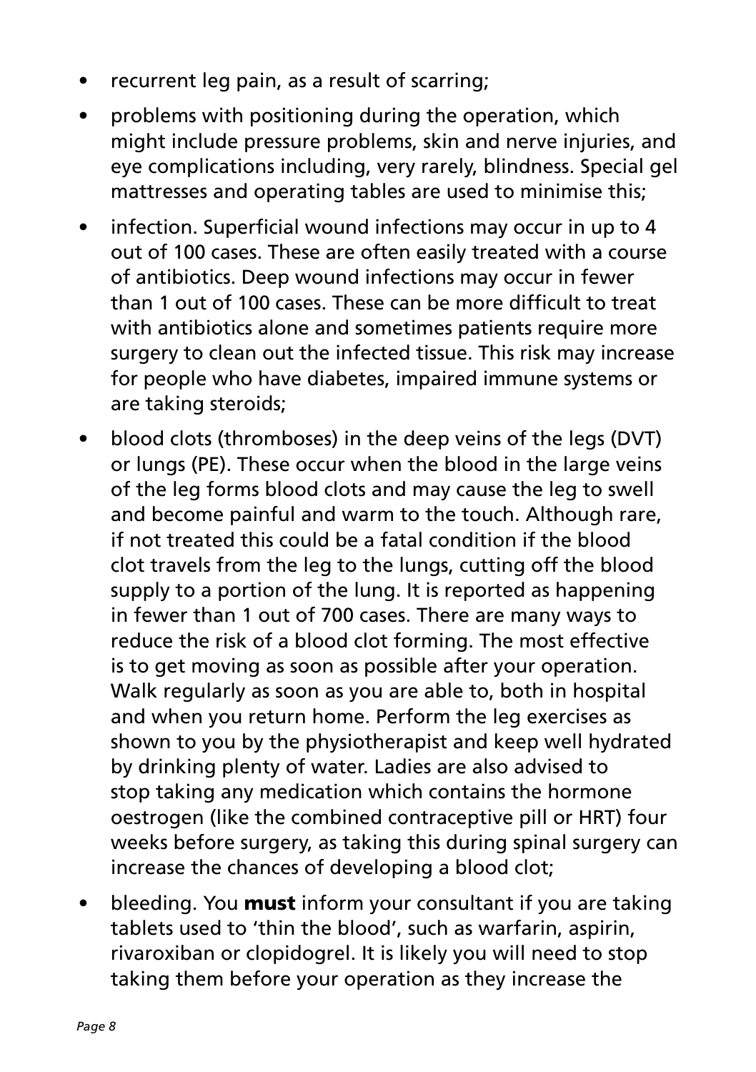- recurrent leg pain, as a result of scarring;
- problems with positioning during the operation, which might include pressure problems, skin and nerve injuries, and eye complications including, very rarely, blindness. Special gel mattresses and operating tables are used to minimise this;
- infection. Superficial wound infections may occur in up to 4 out of 100 cases. These are often easily treated with a course of antibiotics. Deep wound infections may occur in fewer than 1 out of 100 cases. These can be more difficult to treat with antibiotics alone and sometimes patients require more surgery to clean out the infected tissue. This risk may increase for people who have diabetes, impaired immune systems or are taking steroids;
- blood clots (thromboses) in the deep veins of the legs (DVT) or lungs (PE). These occur when the blood in the large veins of the leg forms blood clots and may cause the leg to swell and become painful and warm to the touch. Although rare, if not treated this could be a fatal condition if the blood clot travels from the leg to the lungs, cutting off the blood supply to a portion of the lung. It is reported as happening in fewer than 1 out of 700 cases. There are many ways to reduce the risk of a blood clot forming. The most effective is to get moving as soon as possible after your operation. Walk regularly as soon as you are able to, both in hospital and when you return home. Perform the leg exercises as shown to you by the physiotherapist and keep well hydrated by drinking plenty of water. Ladies are also advised to stop taking any medication which contains the hormone oestrogen (like the combined contraceptive pill or HRT) four weeks before surgery, as taking this during spinal surgery can increase the chances of developing a blood clot;
- bleeding. You **must** inform your consultant if you are taking tablets used to 'thin the blood', such as warfarin, aspirin, rivaroxiban or clopidogrel. It is likely you will need to stop taking them before your operation as they increase the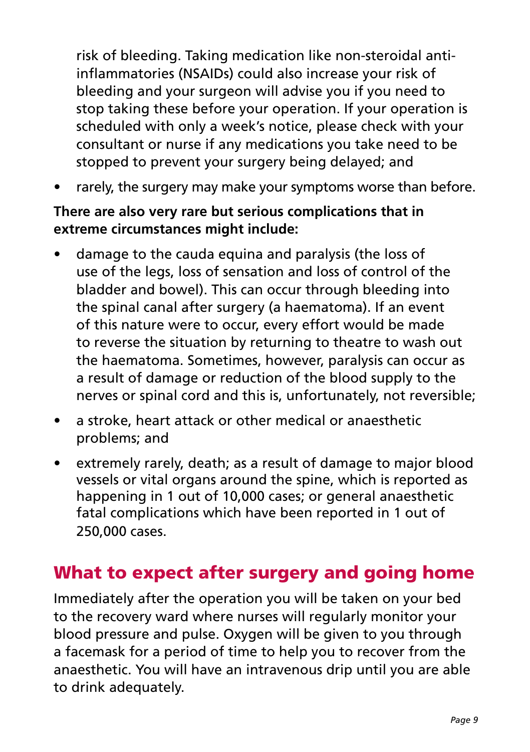risk of bleeding. Taking medication like non-steroidal anti-inflammatories (NSAIDs) could also increase your risk of bleeding and your surgeon will advise you if you need to stop taking these before your operation. If your operation is scheduled with only a week's notice, please check with your consultant or nurse if any medications you take need to be stopped to prevent your surgery being delayed; and

- rarely, the surgery may make your symptoms worse than before.

**There are also very rare but serious complications that in extreme circumstances might include:**

- damage to the cauda equina and paralysis (the loss of use of the legs, loss of sensation and loss of control of the bladder and bowel). This can occur through bleeding into the spinal canal after surgery (a haematoma). If an event of this nature were to occur, every effort would be made to reverse the situation by returning to theatre to wash out the haematoma. Sometimes, however, paralysis can occur as a result of damage or reduction of the blood supply to the nerves or spinal cord and this is, unfortunately, not reversible;
- a stroke, heart attack or other medical or anaesthetic problems; and
- extremely rarely, death; as a result of damage to major blood vessels or vital organs around the spine, which is reported as happening in 1 out of 10,000 cases; or general anaesthetic fatal complications which have been reported in 1 out of 250,000 cases.

## What to expect after surgery and going home

Immediately after the operation you will be taken on your bed to the recovery ward where nurses will regularly monitor your blood pressure and pulse. Oxygen will be given to you through a facemask for a period of time to help you to recover from the anaesthetic. You will have an intravenous drip until you are able to drink adequately.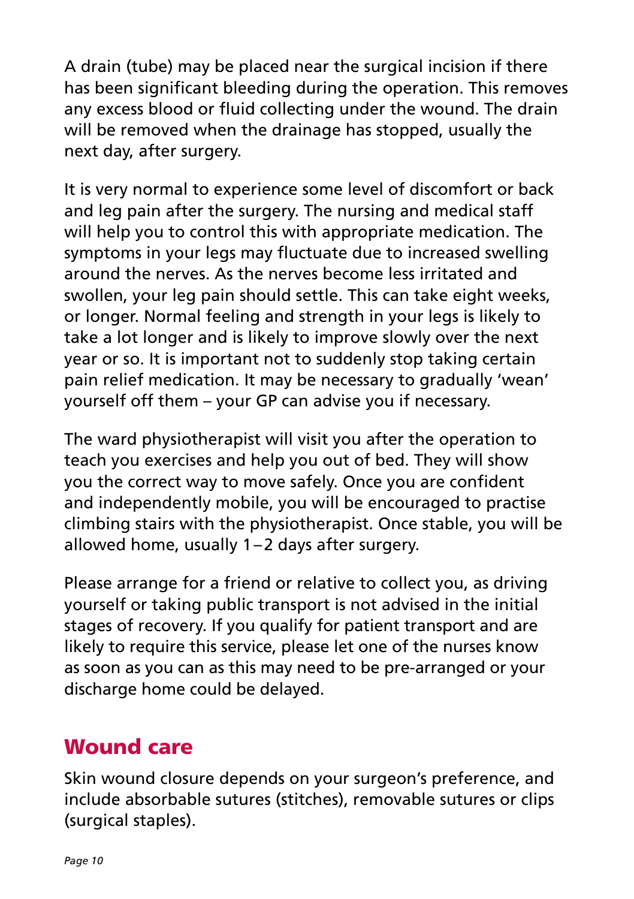A drain (tube) may be placed near the surgical incision if there has been significant bleeding during the operation. This removes any excess blood or fluid collecting under the wound. The drain will be removed when the drainage has stopped, usually the next day, after surgery.

It is very normal to experience some level of discomfort or back and leg pain after the surgery. The nursing and medical staff will help you to control this with appropriate medication. The symptoms in your legs may fluctuate due to increased swelling around the nerves. As the nerves become less irritated and swollen, your leg pain should settle. This can take eight weeks, or longer. Normal feeling and strength in your legs is likely to take a lot longer and is likely to improve slowly over the next year or so. It is important not to suddenly stop taking certain pain relief medication. It may be necessary to gradually 'wean' yourself off them – your GP can advise you if necessary.

The ward physiotherapist will visit you after the operation to teach you exercises and help you out of bed. They will show you the correct way to move safely. Once you are confident and independently mobile, you will be encouraged to practise climbing stairs with the physiotherapist. Once stable, you will be allowed home, usually 1–2 days after surgery.

Please arrange for a friend or relative to collect you, as driving yourself or taking public transport is not advised in the initial stages of recovery. If you qualify for patient transport and are likely to require this service, please let one of the nurses know as soon as you can as this may need to be pre-arranged or your discharge home could be delayed.

## Wound care

Skin wound closure depends on your surgeon's preference, and include absorbable sutures (stitches), removable sutures or clips (surgical staples).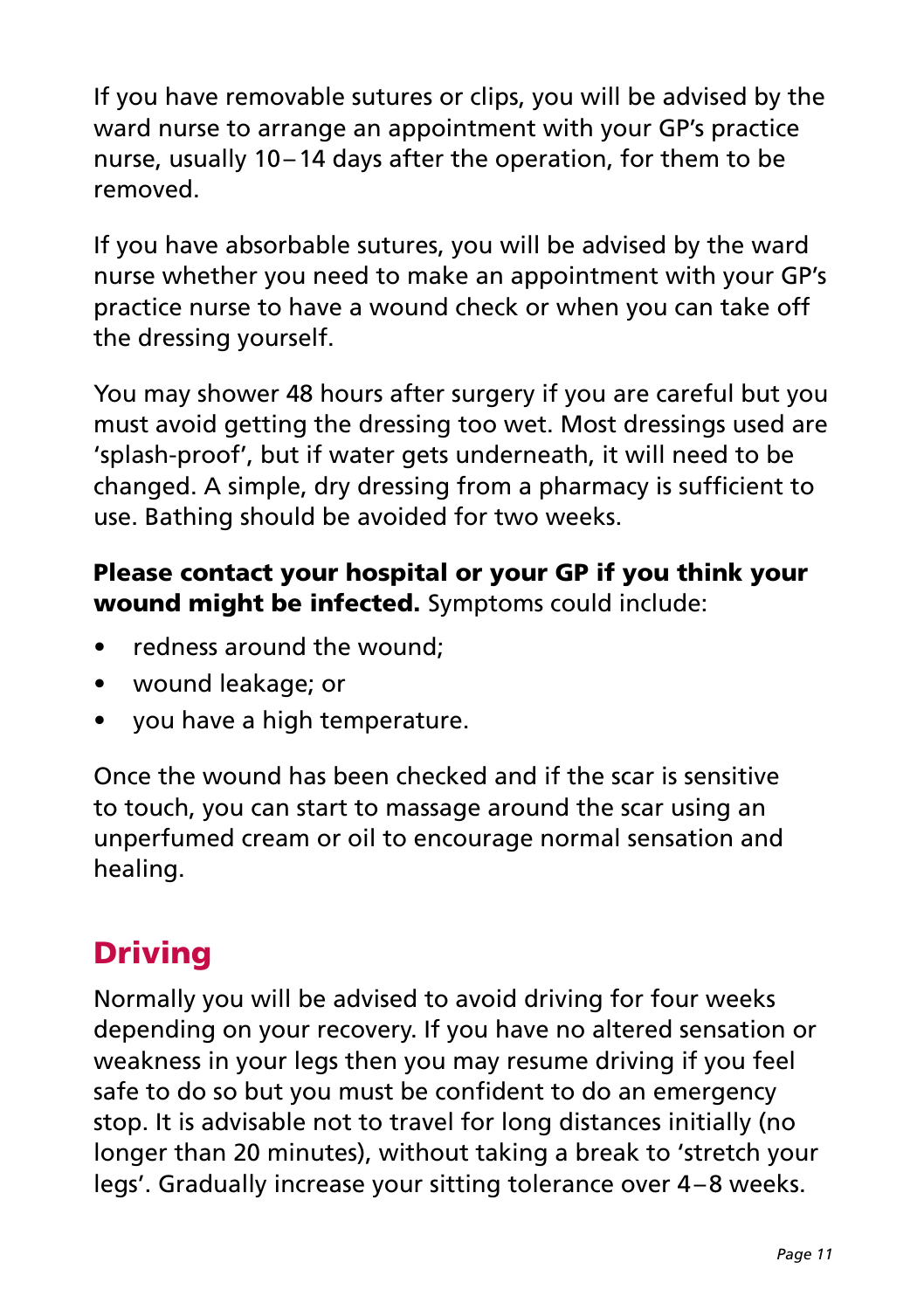If you have removable sutures or clips, you will be advised by the ward nurse to arrange an appointment with your GP's practice nurse, usually 10–14 days after the operation, for them to be removed.

If you have absorbable sutures, you will be advised by the ward nurse whether you need to make an appointment with your GP's practice nurse to have a wound check or when you can take off the dressing yourself.

You may shower 48 hours after surgery if you are careful but you must avoid getting the dressing too wet. Most dressings used are 'splash-proof', but if water gets underneath, it will need to be changed. A simple, dry dressing from a pharmacy is sufficient to use. Bathing should be avoided for two weeks.

**Please contact your hospital or your GP if you think your wound might be infected.** Symptoms could include:

- redness around the wound;
- wound leakage; or
- you have a high temperature.

Once the wound has been checked and if the scar is sensitive to touch, you can start to massage around the scar using an unperfumed cream or oil to encourage normal sensation and healing.

## Driving

Normally you will be advised to avoid driving for four weeks depending on your recovery. If you have no altered sensation or weakness in your legs then you may resume driving if you feel safe to do so but you must be confident to do an emergency stop. It is advisable not to travel for long distances initially (no longer than 20 minutes), without taking a break to 'stretch your legs'. Gradually increase your sitting tolerance over 4–8 weeks.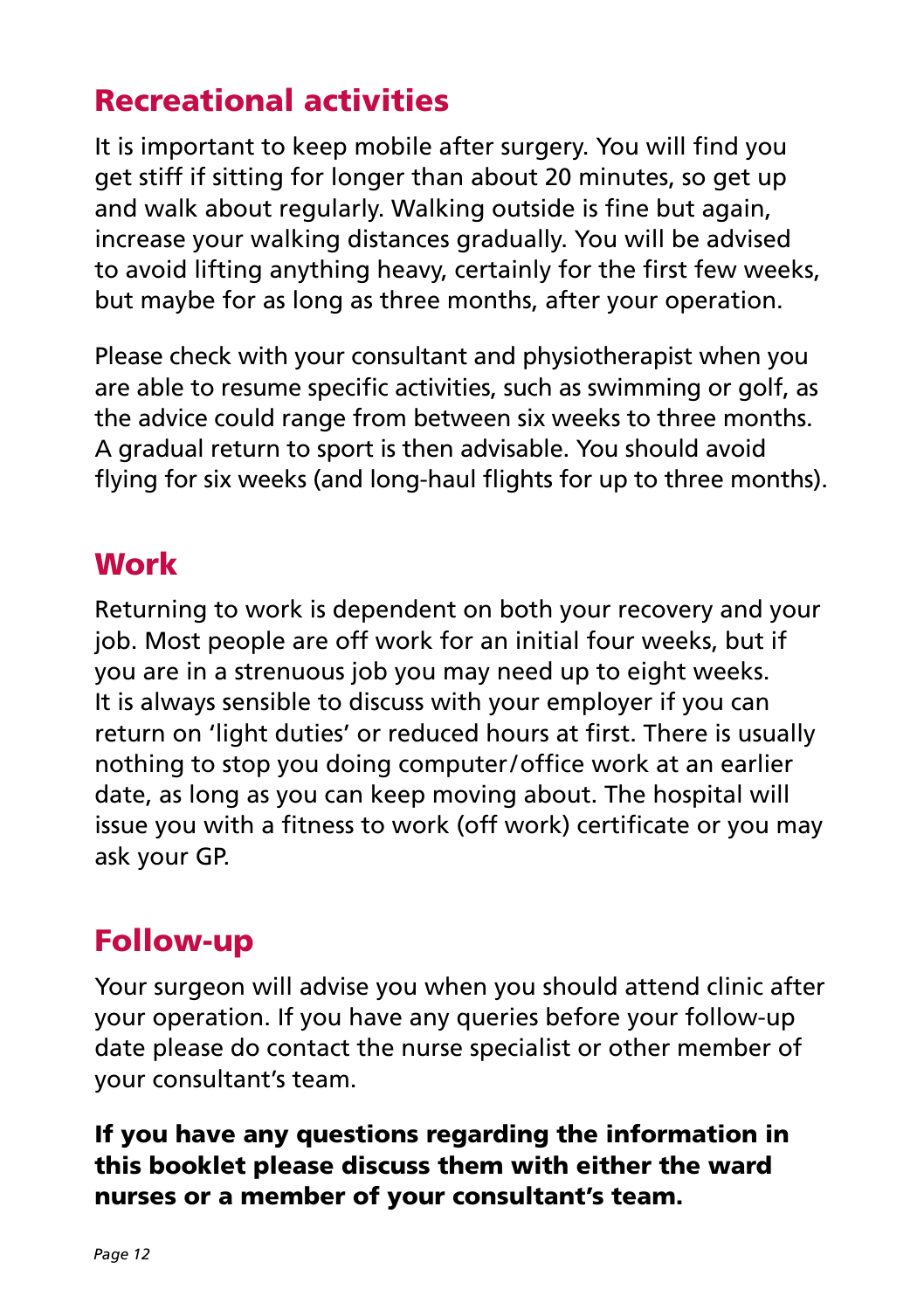## Recreational activities

It is important to keep mobile after surgery. You will find you get stiff if sitting for longer than about 20 minutes, so get up and walk about regularly. Walking outside is fine but again, increase your walking distances gradually. You will be advised to avoid lifting anything heavy, certainly for the first few weeks, but maybe for as long as three months, after your operation.

Please check with your consultant and physiotherapist when you are able to resume specific activities, such as swimming or golf, as the advice could range from between six weeks to three months. A gradual return to sport is then advisable. You should avoid flying for six weeks (and long-haul flights for up to three months).

## Work

Returning to work is dependent on both your recovery and your job. Most people are off work for an initial four weeks, but if you are in a strenuous job you may need up to eight weeks. It is always sensible to discuss with your employer if you can return on 'light duties' or reduced hours at first. There is usually nothing to stop you doing computer/office work at an earlier date, as long as you can keep moving about. The hospital will issue you with a fitness to work (off work) certificate or you may ask your GP.

## Follow-up

Your surgeon will advise you when you should attend clinic after your operation. If you have any queries before your follow-up date please do contact the nurse specialist or other member of your consultant's team.

**If you have any questions regarding the information in this booklet please discuss them with either the ward nurses or a member of your consultant's team.**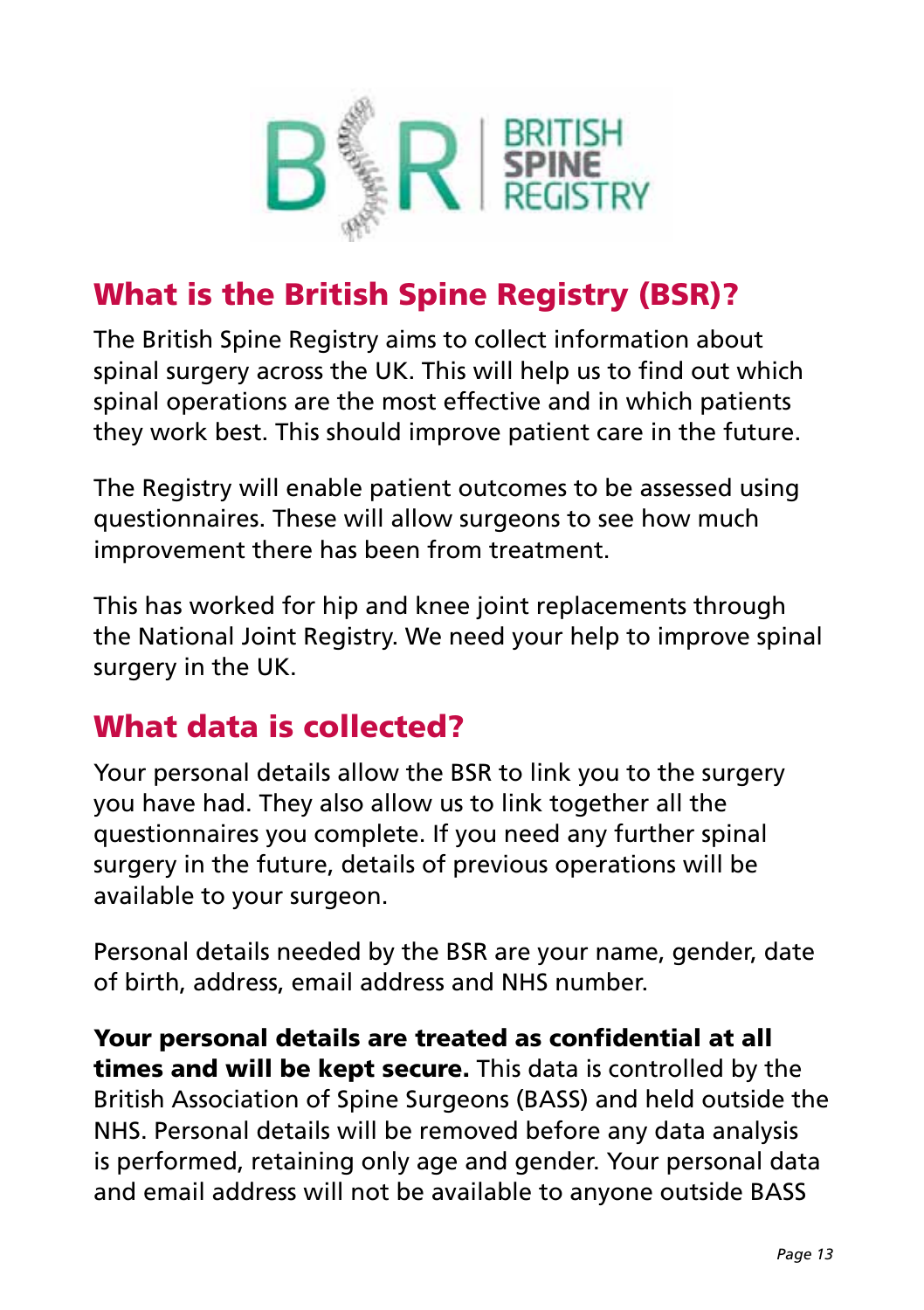## What is the British Spine Registry (BSR)?

The British Spine Registry aims to collect information about spinal surgery across the UK. This will help us to find out which spinal operations are the most effective and in which patients they work best. This should improve patient care in the future.

The Registry will enable patient outcomes to be assessed using questionnaires. These will allow surgeons to see how much improvement there has been from treatment.

This has worked for hip and knee joint replacements through the National Joint Registry. We need your help to improve spinal surgery in the UK.

## What data is collected?

Your personal details allow the BSR to link you to the surgery you have had. They also allow us to link together all the questionnaires you complete. If you need any further spinal surgery in the future, details of previous operations will be available to your surgeon.

Personal details needed by the BSR are your name, gender, date of birth, address, email address and NHS number.

**Your personal details are treated as confidential at all times and will be kept secure.** This data is controlled by the British Association of Spine Surgeons (BASS) and held outside the NHS. Personal details will be removed before any data analysis is performed, retaining only age and gender. Your personal data and email address will not be available to anyone outside BASS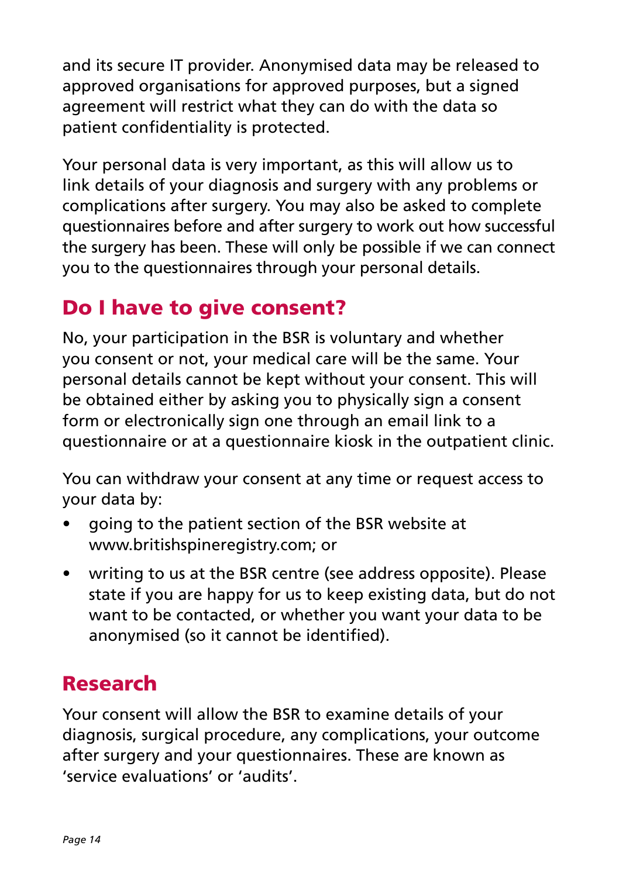and its secure IT provider. Anonymised data may be released to approved organisations for approved purposes, but a signed agreement will restrict what they can do with the data so patient confidentiality is protected.

Your personal data is very important, as this will allow us to link details of your diagnosis and surgery with any problems or complications after surgery. You may also be asked to complete questionnaires before and after surgery to work out how successful the surgery has been. These will only be possible if we can connect you to the questionnaires through your personal details.

## Do I have to give consent?

No, your participation in the BSR is voluntary and whether you consent or not, your medical care will be the same. Your personal details cannot be kept without your consent. This will be obtained either by asking you to physically sign a consent form or electronically sign one through an email link to a questionnaire or at a questionnaire kiosk in the outpatient clinic.

You can withdraw your consent at any time or request access to your data by:

- going to the patient section of the BSR website at www.britishspineregistry.com; or
- writing to us at the BSR centre (see address opposite). Please state if you are happy for us to keep existing data, but do not want to be contacted, or whether you want your data to be anonymised (so it cannot be identified).

## Research

Your consent will allow the BSR to examine details of your diagnosis, surgical procedure, any complications, your outcome after surgery and your questionnaires. These are known as 'service evaluations' or 'audits'.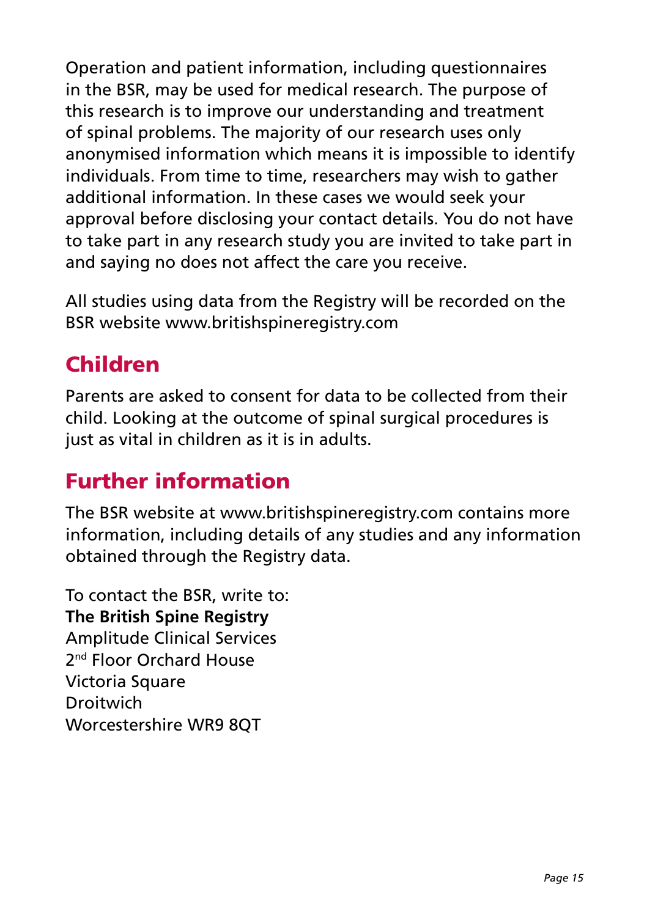Operation and patient information, including questionnaires in the BSR, may be used for medical research. The purpose of this research is to improve our understanding and treatment of spinal problems. The majority of our research uses only anonymised information which means it is impossible to identify individuals. From time to time, researchers may wish to gather additional information. In these cases we would seek your approval before disclosing your contact details. You do not have to take part in any research study you are invited to take part in and saying no does not affect the care you receive.

All studies using data from the Registry will be recorded on the BSR website www.britishspineregistry.com

## Children

Parents are asked to consent for data to be collected from their child. Looking at the outcome of spinal surgical procedures is just as vital in children as it is in adults.

## Further information

The BSR website at www.britishspineregistry.com contains more information, including details of any studies and any information obtained through the Registry data.

To contact the BSR, write to:
**The British Spine Registry**
Amplitude Clinical Services
2nd Floor Orchard House
Victoria Square
Droitwich
Worcestershire WR9 8QT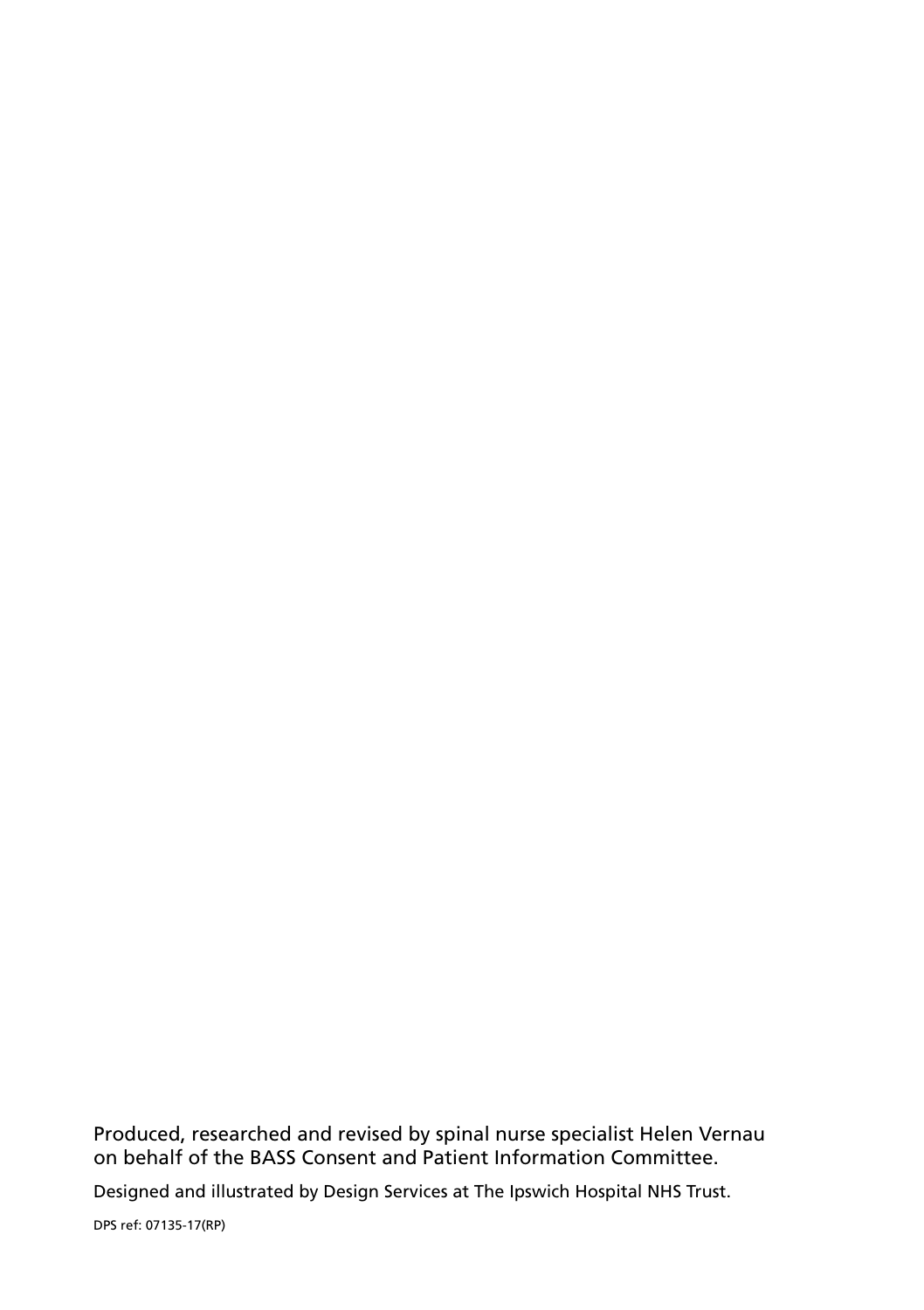Produced, researched and revised by spinal nurse specialist Helen Vernau on behalf of the BASS Consent and Patient Information Committee.

Designed and illustrated by Design Services at The Ipswich Hospital NHS Trust.

DPS ref: 07135-17(RP)